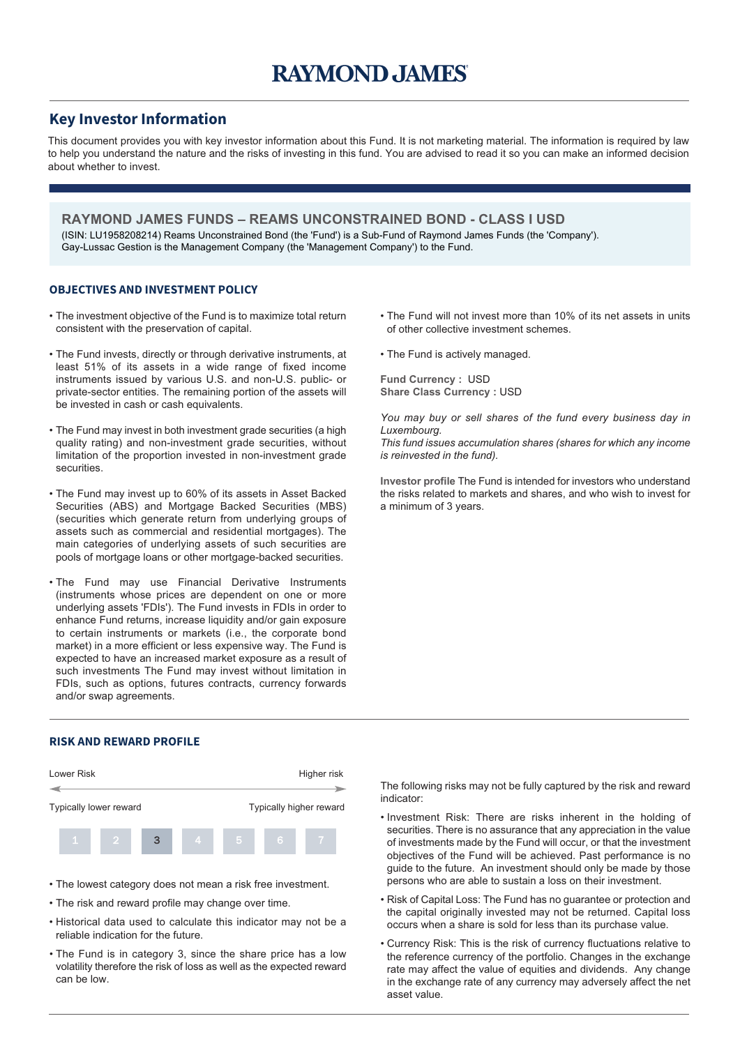# RAYMOND JAMES

## Key Investor Information

This document provides you with key investor information about this Fund. It is not marketing material. The information is required by law to help you understand the nature and the risks of investing in this fund. You are advised to read it so you can make an informed decision about whether to invest.

## RAYMOND JAMES FUNDS – REAMS UNCONSTRAINED BOND - CLASS I USD

(ISIN: LU1958208214) Reams Unconstrained Bond (the 'Fund') is a Sub-Fund of Raymond James Funds (the 'Company'). Gay-Lussac Gestion is the Management Company (the 'Management Company') to the Fund.

### OBJECTIVES AND INVESTMENT POLICY

- The investment objective of the Fund is to maximize total return consistent with the preservation of capital.
- The Fund invests, directly or through derivative instruments, at least 51% of its assets in a wide range of fixed income instruments issued by various U.S. and non-U.S. public- or private-sector entities. The remaining portion of the assets will be invested in cash or cash equivalents.
- The Fund may invest in both investment grade securities (a high quality rating) and non-investment grade securities, without limitation of the proportion invested in non-investment grade securities.
- The Fund may invest up to 60% of its assets in Asset Backed Securities (ABS) and Mortgage Backed Securities (MBS) (securities which generate return from underlying groups of assets such as commercial and residential mortgages). The main categories of underlying assets of such securities are pools of mortgage loans or other mortgage-backed securities.
- The Fund may use Financial Derivative Instruments (instruments whose prices are dependent on one or more underlying assets 'FDIs'). The Fund invests in FDIs in order to enhance Fund returns, increase liquidity and/or gain exposure to certain instruments or markets (i.e., the corporate bond market) in a more efficient or less expensive way. The Fund is expected to have an increased market exposure as a result of such investments The Fund may invest without limitation in FDIs, such as options, futures contracts, currency forwards and/or swap agreements.
- The Fund will not invest more than 10% of its net assets in units of other collective investment schemes.
- The Fund is actively managed.

**Fund Currency :** USD
**Share Class Currency :** USD

*You may buy or sell shares of the fund every business day in Luxembourg.*
*This fund issues accumulation shares (shares for which any income is reinvested in the fund).*

**Investor profile** The Fund is intended for investors who understand the risks related to markets and shares, and who wish to invest for a minimum of 3 years.

### RISK AND REWARD PROFILE

Lower Risk — Higher risk

Typically lower reward — Typically higher reward

| 1 | 2 | **3** | 4 | 5 | 6 | 7 |
|---|---|---|---|---|---|---|

- The lowest category does not mean a risk free investment.
- The risk and reward profile may change over time.
- Historical data used to calculate this indicator may not be a reliable indication for the future.
- The Fund is in category 3, since the share price has a low volatility therefore the risk of loss as well as the expected reward can be low.

The following risks may not be fully captured by the risk and reward indicator:

- Investment Risk: There are risks inherent in the holding of securities. There is no assurance that any appreciation in the value of investments made by the Fund will occur, or that the investment objectives of the Fund will be achieved. Past performance is no guide to the future. An investment should only be made by those persons who are able to sustain a loss on their investment.
- Risk of Capital Loss: The Fund has no guarantee or protection and the capital originally invested may not be returned. Capital loss occurs when a share is sold for less than its purchase value.
- Currency Risk: This is the risk of currency fluctuations relative to the reference currency of the portfolio. Changes in the exchange rate may affect the value of equities and dividends. Any change in the exchange rate of any currency may adversely affect the net asset value.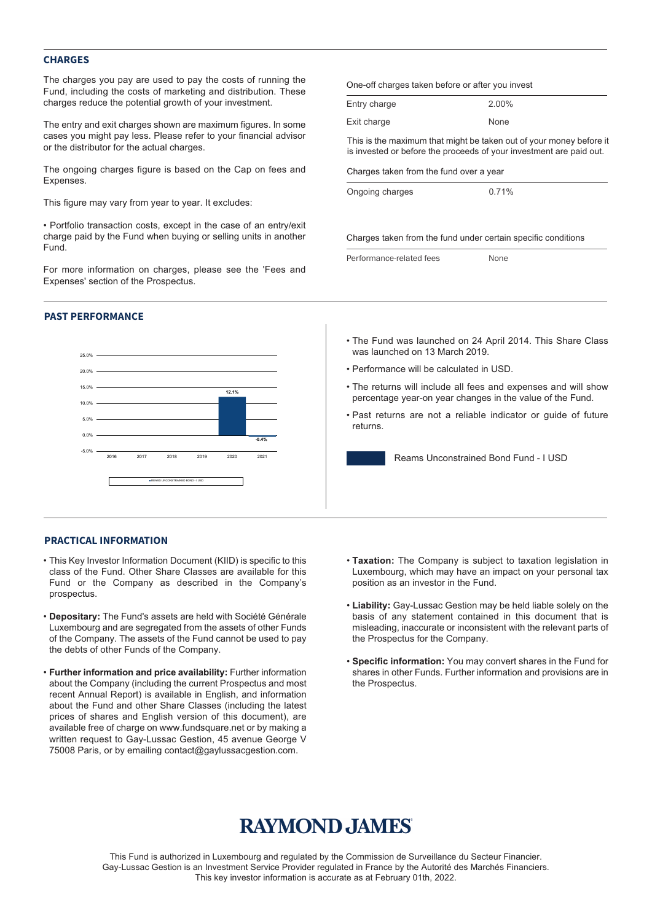## CHARGES

The charges you pay are used to pay the costs of running the Fund, including the costs of marketing and distribution. These charges reduce the potential growth of your investment.

The entry and exit charges shown are maximum figures. In some cases you might pay less. Please refer to your financial advisor or the distributor for the actual charges.

The ongoing charges figure is based on the Cap on fees and Expenses.

This figure may vary from year to year. It excludes:

• Portfolio transaction costs, except in the case of an entry/exit charge paid by the Fund when buying or selling units in another Fund.

For more information on charges, please see the 'Fees and Expenses' section of the Prospectus.

| One-off charges taken before or after you invest | |
|---|---|
| Entry charge | 2.00% |
| Exit charge | None |

This is the maximum that might be taken out of your money before it is invested or before the proceeds of your investment are paid out.

| Charges taken from the fund over a year | |
|---|---|
| Ongoing charges | 0.71% |

| Charges taken from the fund under certain specific conditions | |
|---|---|
| Performance-related fees | None |

## PAST PERFORMANCE

25.0%
20.0%
15.0%
10.0%
5.0%
0.0%
-5.0%
2016 2017 2018 2019 2020 2021
12.1%
-0.4%
REAMS UNCONSTRAINED BOND - I USD

- The Fund was launched on 24 April 2014. This Share Class was launched on 13 March 2019.
- Performance will be calculated in USD.
- The returns will include all fees and expenses and will show percentage year-on year changes in the value of the Fund.
- Past returns are not a reliable indicator or guide of future returns.

Reams Unconstrained Bond Fund - I USD

## PRACTICAL INFORMATION

- This Key Investor Information Document (KIID) is specific to this class of the Fund. Other Share Classes are available for this Fund or the Company as described in the Company's prospectus.
- **Depositary:** The Fund's assets are held with Société Générale Luxembourg and are segregated from the assets of other Funds of the Company. The assets of the Fund cannot be used to pay the debts of other Funds of the Company.
- **Further information and price availability:** Further information about the Company (including the current Prospectus and most recent Annual Report) is available in English, and information about the Fund and other Share Classes (including the latest prices of shares and English version of this document), are available free of charge on www.fundsquare.net or by making a written request to Gay-Lussac Gestion, 45 avenue George V 75008 Paris, or by emailing contact@gaylussacgestion.com.
- **Taxation:** The Company is subject to taxation legislation in Luxembourg, which may have an impact on your personal tax position as an investor in the Fund.
- **Liability:** Gay-Lussac Gestion may be held liable solely on the basis of any statement contained in this document that is misleading, inaccurate or inconsistent with the relevant parts of the Prospectus for the Company.
- **Specific information:** You may convert shares in the Fund for shares in other Funds. Further information and provisions are in the Prospectus.

RAYMOND JAMES

This Fund is authorized in Luxembourg and regulated by the Commission de Surveillance du Secteur Financier.
Gay-Lussac Gestion is an Investment Service Provider regulated in France by the Autorité des Marchés Financiers.
This key investor information is accurate as at February 01th, 2022.